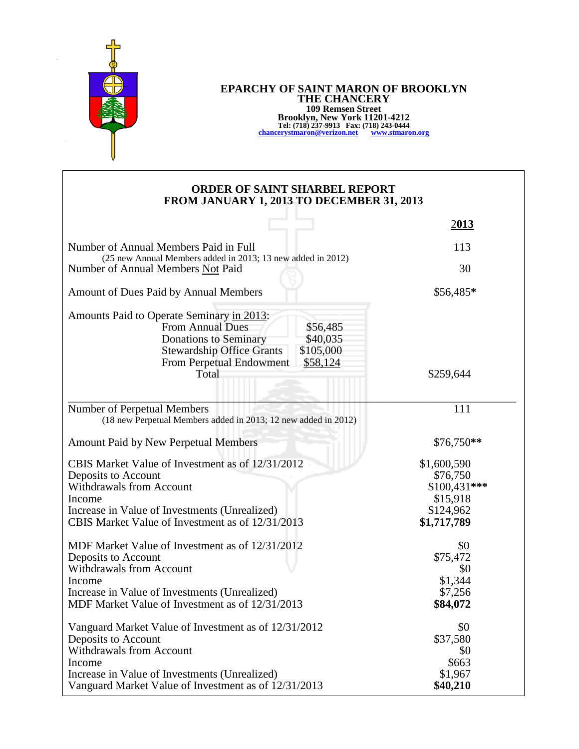**EPARCHY OF SAINT MARON OF BROOKLYN**
**THE CHANCERY**
**109 Remsen Street**
**Brooklyn, New York 11201-4212**
**Tel: (718) 237-9913 Fax: (718) 243-0444**
**chancerystmaron@verizon.net www.stmaron.org**

## ORDER OF SAINT SHARBEL REPORT
## FROM JANUARY 1, 2013 TO DECEMBER 31, 2013

| | | **2013** |
|---|---|---|
| Number of Annual Members Paid in Full (25 new Annual Members added in 2013; 13 new added in 2012) | | 113 |
| Number of Annual Members Not Paid | | 30 |
| Amount of Dues Paid by Annual Members | | $56,485* |
| Amounts Paid to Operate Seminary in 2013: | | |
| From Annual Dues | $56,485 | |
| Donations to Seminary | $40,035 | |
| Stewardship Office Grants | $105,000 | |
| From Perpetual Endowment | $58,124 | |
| Total | | $259,644 |
| Number of Perpetual Members (18 new Perpetual Members added in 2013; 12 new added in 2012) | | 111 |
| Amount Paid by New Perpetual Members | | $76,750** |
| CBIS Market Value of Investment as of 12/31/2012 | | $1,600,590 |
| Deposits to Account | | $76,750 |
| Withdrawals from Account | | $100,431*** |
| Income | | $15,918 |
| Increase in Value of Investments (Unrealized) | | $124,962 |
| CBIS Market Value of Investment as of 12/31/2013 | | **$1,717,789** |
| MDF Market Value of Investment as of 12/31/2012 | | $0 |
| Deposits to Account | | $75,472 |
| Withdrawals from Account | | $0 |
| Income | | $1,344 |
| Increase in Value of Investments (Unrealized) | | $7,256 |
| MDF Market Value of Investment as of 12/31/2013 | | **$84,072** |
| Vanguard Market Value of Investment as of 12/31/2012 | | $0 |
| Deposits to Account | | $37,580 |
| Withdrawals from Account | | $0 |
| Income | | $663 |
| Increase in Value of Investments (Unrealized) | | $1,967 |
| Vanguard Market Value of Investment as of 12/31/2013 | | **$40,210** |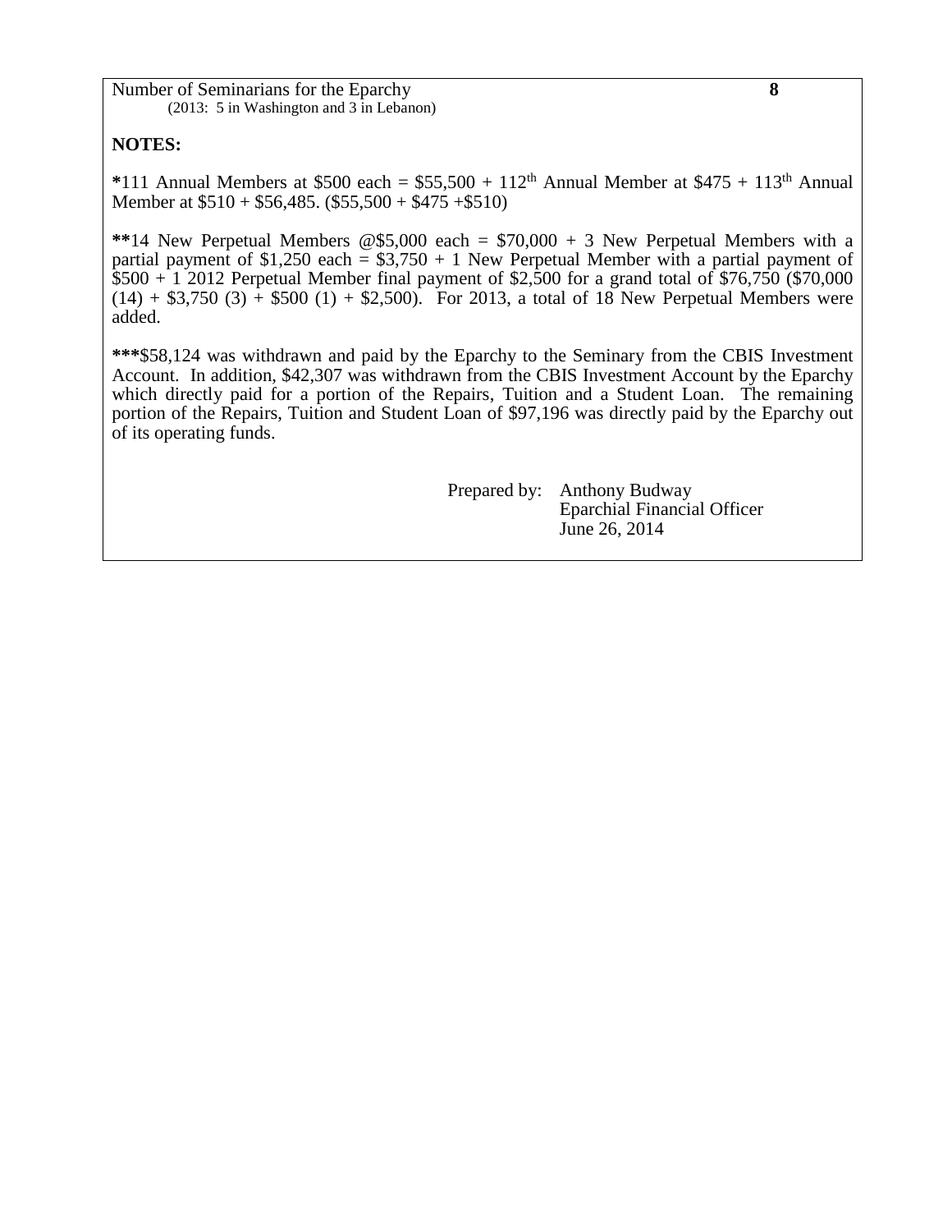| | |
|---|---|
| Number of Seminarians for the Eparchy<br>(2013: 5 in Washington and 3 in Lebanon) | **8** |

**NOTES:**

**\***111 Annual Members at \$500 each = \$55,500 + 112th Annual Member at \$475 + 113th Annual Member at \$510 + \$56,485. (\$55,500 + \$475 +\$510)

**\*\***14 New Perpetual Members @\$5,000 each = \$70,000 + 3 New Perpetual Members with a partial payment of \$1,250 each = \$3,750 + 1 New Perpetual Member with a partial payment of \$500 + 1 2012 Perpetual Member final payment of \$2,500 for a grand total of \$76,750 (\$70,000 (14) + \$3,750 (3) + \$500 (1) + \$2,500). For 2013, a total of 18 New Perpetual Members were added.

**\*\*\***\$58,124 was withdrawn and paid by the Eparchy to the Seminary from the CBIS Investment Account. In addition, \$42,307 was withdrawn from the CBIS Investment Account by the Eparchy which directly paid for a portion of the Repairs, Tuition and a Student Loan. The remaining portion of the Repairs, Tuition and Student Loan of \$97,196 was directly paid by the Eparchy out of its operating funds.

Prepared by: Anthony Budway
Eparchial Financial Officer
June 26, 2014